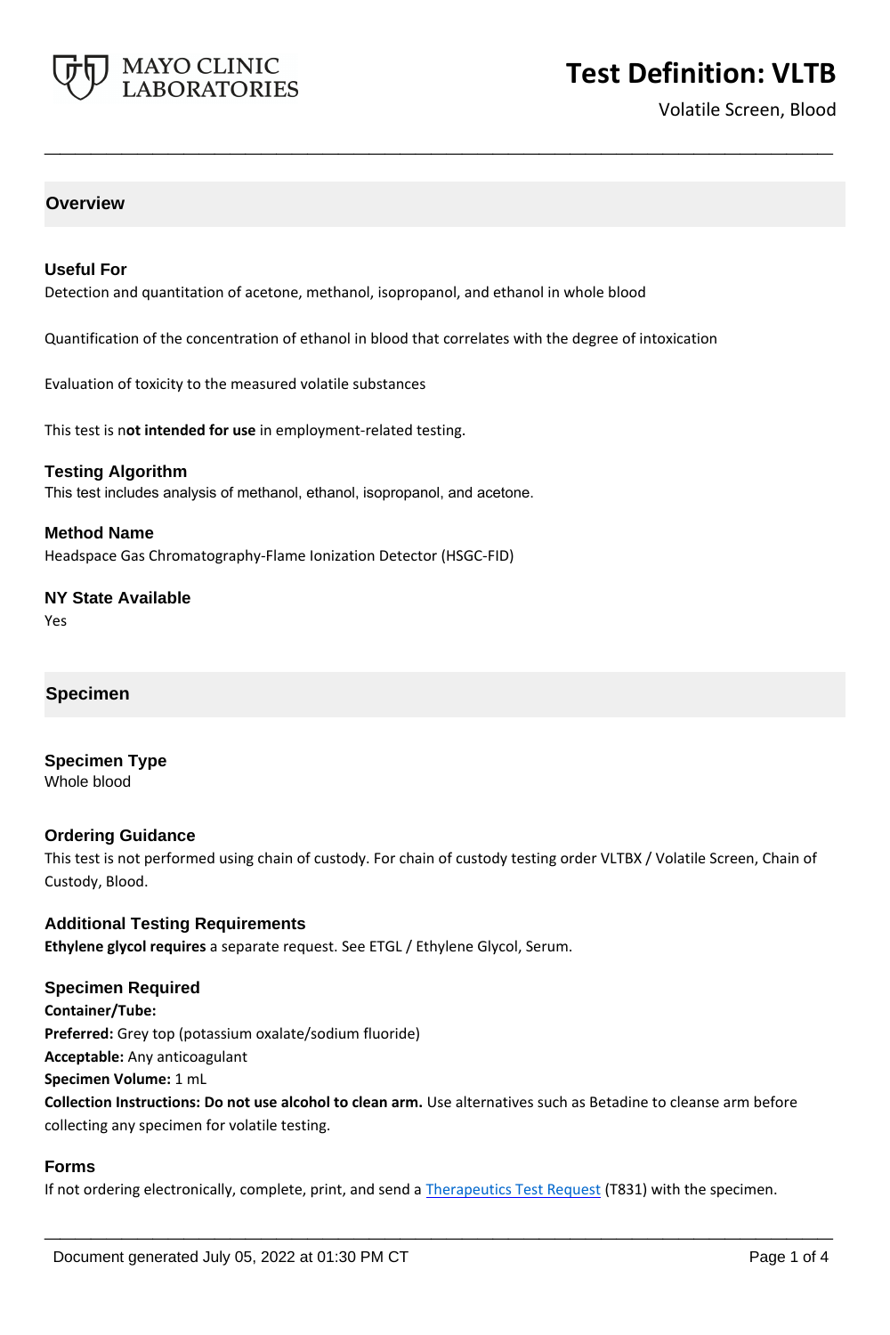# Test Definition: VLTB

Volatile Screen, Blood

## Overview

### Useful For

Detection and quantitation of acetone, methanol, isopropanol, and ethanol in whole blood

Quantification of the concentration of ethanol in blood that correlates with the degree of intoxication

Evaluation of toxicity to the measured volatile substances

This test is n**ot intended for use** in employment-related testing.

### Testing Algorithm

This test includes analysis of methanol, ethanol, isopropanol, and acetone.

### Method Name

Headspace Gas Chromatography-Flame Ionization Detector (HSGC-FID)

### NY State Available

Yes

## Specimen

### Specimen Type

Whole blood

### Ordering Guidance

This test is not performed using chain of custody. For chain of custody testing order VLTBX / Volatile Screen, Chain of Custody, Blood.

### Additional Testing Requirements

**Ethylene glycol requires** a separate request. See ETGL / Ethylene Glycol, Serum.

### Specimen Required

**Container/Tube:**
**Preferred:** Grey top (potassium oxalate/sodium fluoride)
**Acceptable:** Any anticoagulant
**Specimen Volume:** 1 mL
**Collection Instructions: Do not use alcohol to clean arm.** Use alternatives such as Betadine to cleanse arm before collecting any specimen for volatile testing.

### Forms

If not ordering electronically, complete, print, and send a Therapeutics Test Request (T831) with the specimen.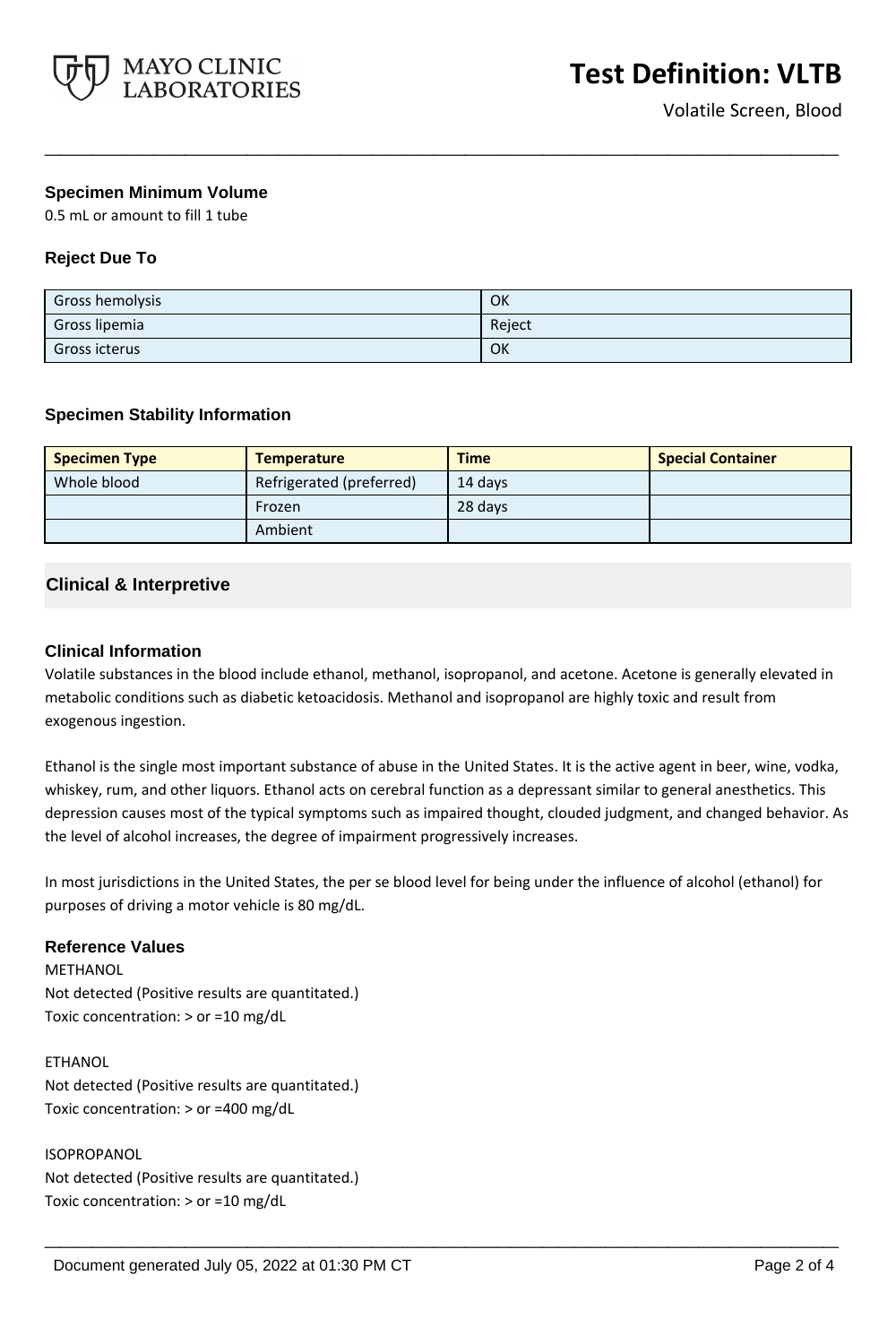### Specimen Minimum Volume

0.5 mL or amount to fill 1 tube

### Reject Due To

| | |
|---|---|
| Gross hemolysis | OK |
| Gross lipemia | Reject |
| Gross icterus | OK |

### Specimen Stability Information

| Specimen Type | Temperature | Time | Special Container |
|---|---|---|---|
| Whole blood | Refrigerated (preferred) | 14 days | |
| | Frozen | 28 days | |
| | Ambient | | |

## Clinical & Interpretive

### Clinical Information

Volatile substances in the blood include ethanol, methanol, isopropanol, and acetone. Acetone is generally elevated in metabolic conditions such as diabetic ketoacidosis. Methanol and isopropanol are highly toxic and result from exogenous ingestion.

Ethanol is the single most important substance of abuse in the United States. It is the active agent in beer, wine, vodka, whiskey, rum, and other liquors. Ethanol acts on cerebral function as a depressant similar to general anesthetics. This depression causes most of the typical symptoms such as impaired thought, clouded judgment, and changed behavior. As the level of alcohol increases, the degree of impairment progressively increases.

In most jurisdictions in the United States, the per se blood level for being under the influence of alcohol (ethanol) for purposes of driving a motor vehicle is 80 mg/dL.

### Reference Values

METHANOL
Not detected (Positive results are quantitated.)
Toxic concentration: > or =10 mg/dL

ETHANOL
Not detected (Positive results are quantitated.)
Toxic concentration: > or =400 mg/dL

ISOPROPANOL
Not detected (Positive results are quantitated.)
Toxic concentration: > or =10 mg/dL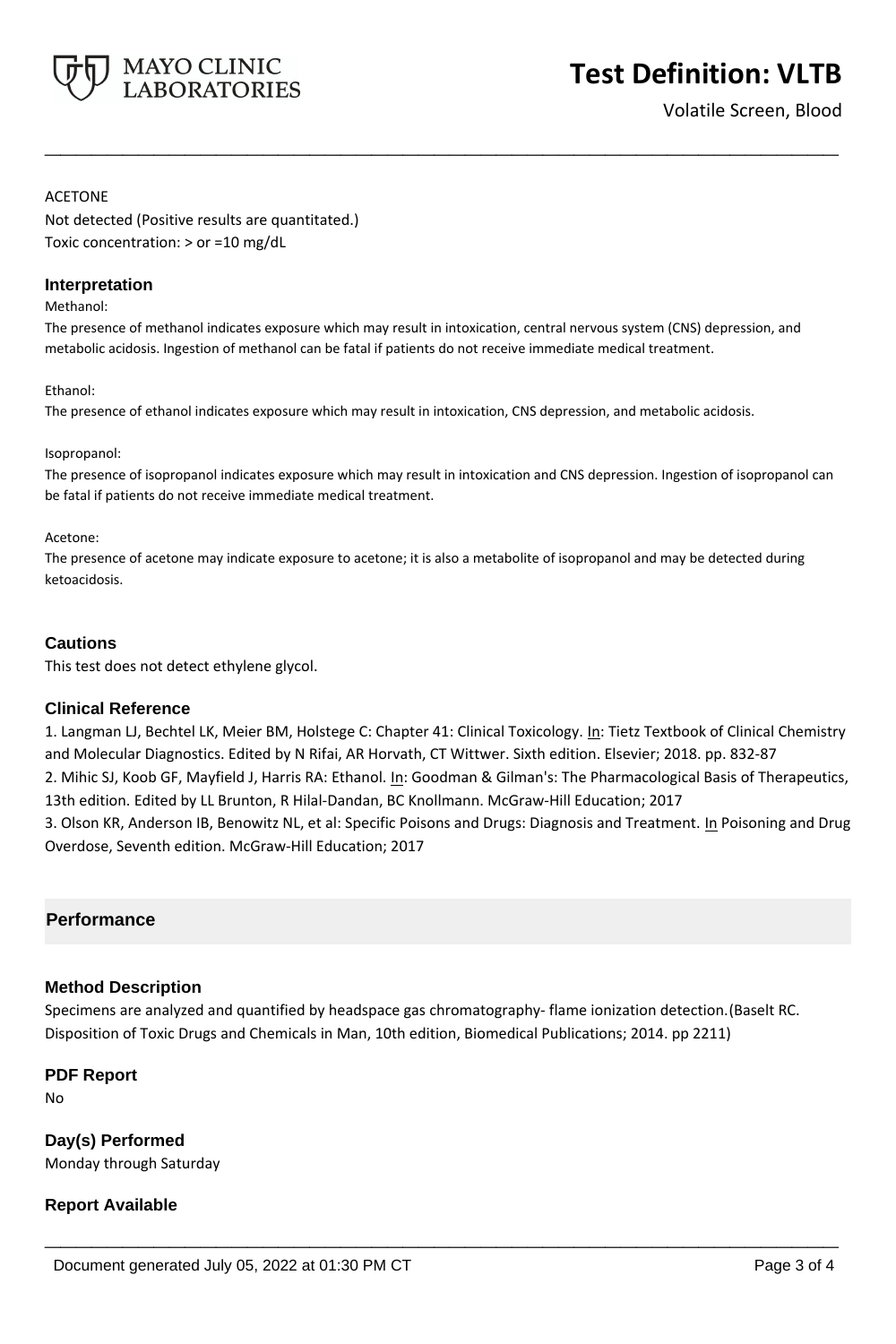ACETONE

Not detected (Positive results are quantitated.)

Toxic concentration: > or =10 mg/dL

### Interpretation

Methanol:

The presence of methanol indicates exposure which may result in intoxication, central nervous system (CNS) depression, and metabolic acidosis. Ingestion of methanol can be fatal if patients do not receive immediate medical treatment.

Ethanol:

The presence of ethanol indicates exposure which may result in intoxication, CNS depression, and metabolic acidosis.

Isopropanol:

The presence of isopropanol indicates exposure which may result in intoxication and CNS depression. Ingestion of isopropanol can be fatal if patients do not receive immediate medical treatment.

Acetone:

The presence of acetone may indicate exposure to acetone; it is also a metabolite of isopropanol and may be detected during ketoacidosis.

### Cautions

This test does not detect ethylene glycol.

### Clinical Reference

1. Langman LJ, Bechtel LK, Meier BM, Holstege C: Chapter 41: Clinical Toxicology. In: Tietz Textbook of Clinical Chemistry and Molecular Diagnostics. Edited by N Rifai, AR Horvath, CT Wittwer. Sixth edition. Elsevier; 2018. pp. 832-87
2. Mihic SJ, Koob GF, Mayfield J, Harris RA: Ethanol. In: Goodman & Gilman's: The Pharmacological Basis of Therapeutics, 13th edition. Edited by LL Brunton, R Hilal-Dandan, BC Knollmann. McGraw-Hill Education; 2017
3. Olson KR, Anderson IB, Benowitz NL, et al: Specific Poisons and Drugs: Diagnosis and Treatment. In Poisoning and Drug Overdose, Seventh edition. McGraw-Hill Education; 2017

## Performance

### Method Description

Specimens are analyzed and quantified by headspace gas chromatography- flame ionization detection.(Baselt RC. Disposition of Toxic Drugs and Chemicals in Man, 10th edition, Biomedical Publications; 2014. pp 2211)

### PDF Report

No

### Day(s) Performed

Monday through Saturday

### Report Available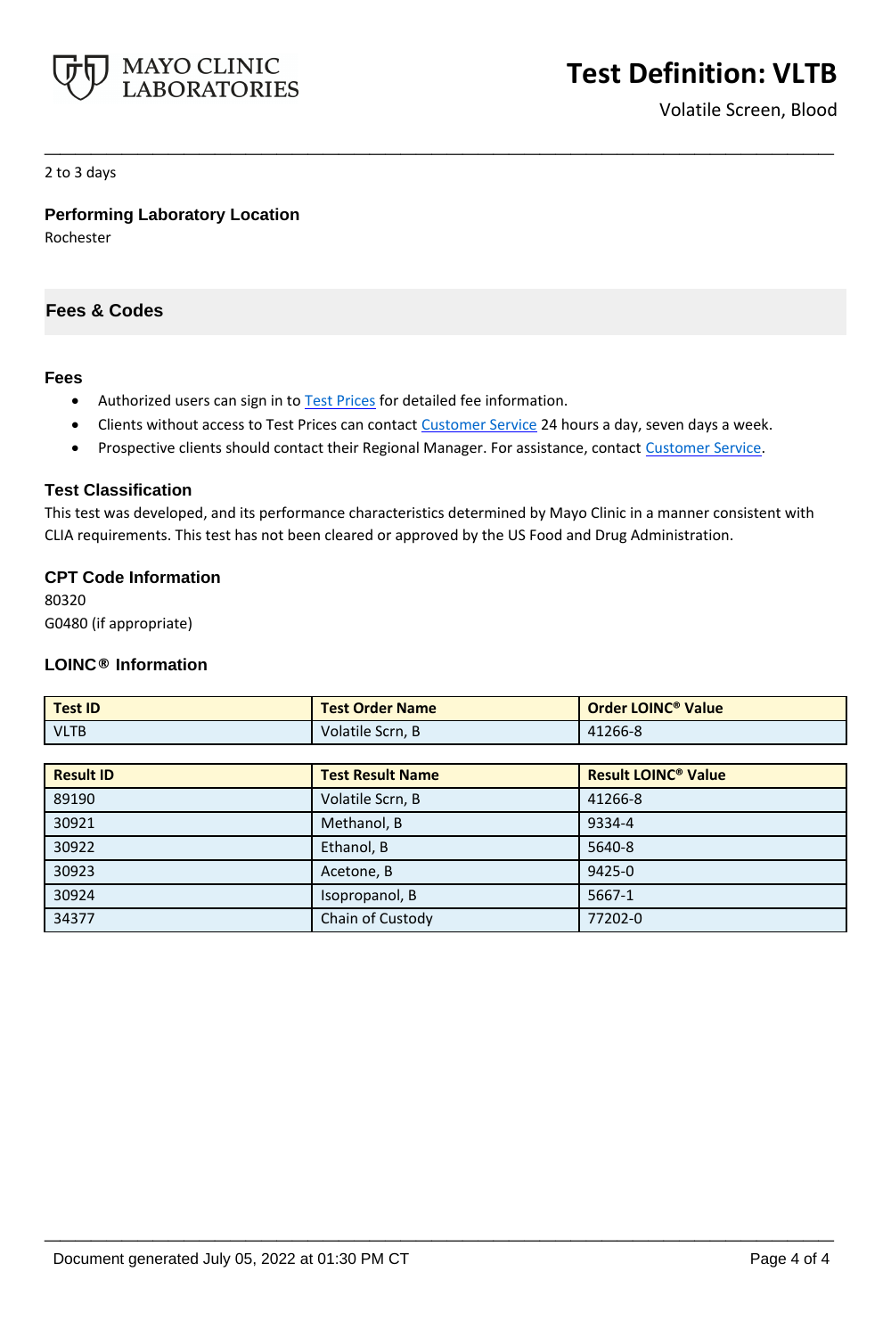2 to 3 days

**Performing Laboratory Location**

Rochester

## Fees & Codes

**Fees**

- Authorized users can sign in to Test Prices for detailed fee information.
- Clients without access to Test Prices can contact Customer Service 24 hours a day, seven days a week.
- Prospective clients should contact their Regional Manager. For assistance, contact Customer Service.

**Test Classification**

This test was developed, and its performance characteristics determined by Mayo Clinic in a manner consistent with CLIA requirements. This test has not been cleared or approved by the US Food and Drug Administration.

**CPT Code Information**

80320
G0480 (if appropriate)

**LOINC® Information**

| Test ID | Test Order Name | Order LOINC® Value |
|---|---|---|
| VLTB | Volatile Scrn, B | 41266-8 |

| Result ID | Test Result Name | Result LOINC® Value |
|---|---|---|
| 89190 | Volatile Scrn, B | 41266-8 |
| 30921 | Methanol, B | 9334-4 |
| 30922 | Ethanol, B | 5640-8 |
| 30923 | Acetone, B | 9425-0 |
| 30924 | Isopropanol, B | 5667-1 |
| 34377 | Chain of Custody | 77202-0 |